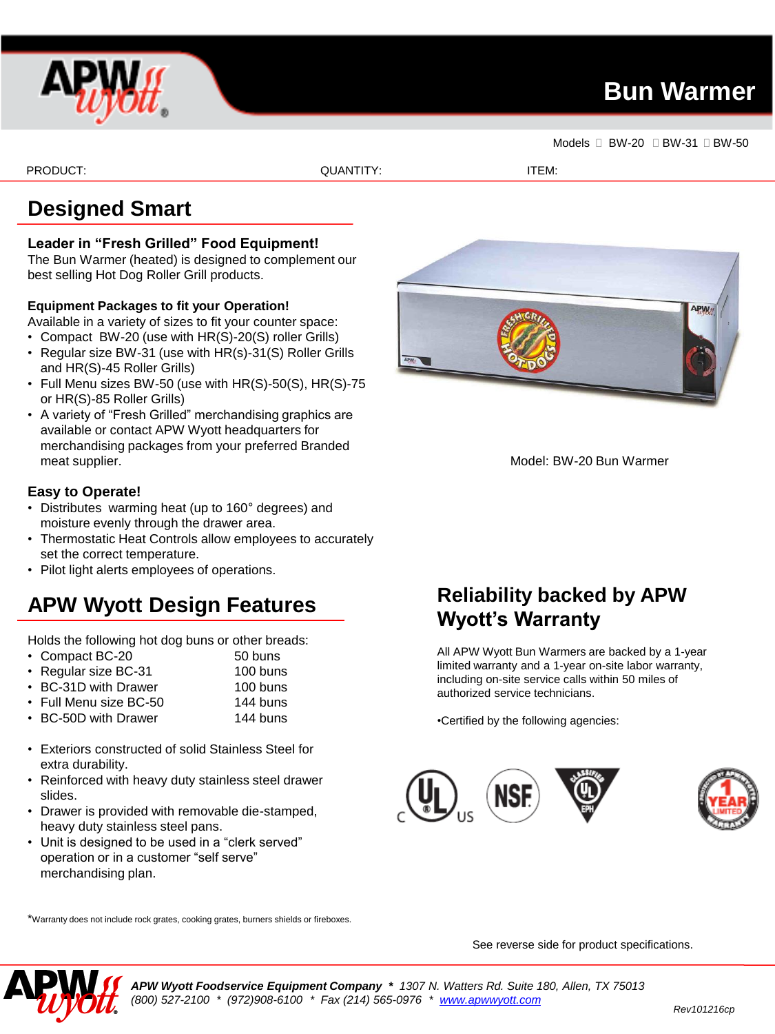# Bun Warmer

Models  BW-20  BW-31  BW-50

PRODUCT: QUANTITY: ITEM:

## Designed Smart

**Leader in "Fresh Grilled" Food Equipment!**
The Bun Warmer (heated) is designed to complement our best selling Hot Dog Roller Grill products.

**Equipment Packages to fit your Operation!**
Available in a variety of sizes to fit your counter space:

- Compact BW-20 (use with HR(S)-20(S) roller Grills)
- Regular size BW-31 (use with HR(s)-31(S) Roller Grills and HR(S)-45 Roller Grills)
- Full Menu sizes BW-50 (use with HR(S)-50(S), HR(S)-75 or HR(S)-85 Roller Grills)
- A variety of "Fresh Grilled" merchandising graphics are available or contact APW Wyott headquarters for merchandising packages from your preferred Branded meat supplier.

Model: BW-20 Bun Warmer

**Easy to Operate!**

- Distributes warming heat (up to 160° degrees) and moisture evenly through the drawer area.
- Thermostatic Heat Controls allow employees to accurately set the correct temperature.
- Pilot light alerts employees of operations.

## APW Wyott Design Features

Holds the following hot dog buns or other breads:

- Compact BC-20 — 50 buns
- Regular size BC-31 — 100 buns
- BC-31D with Drawer — 100 buns
- Full Menu size BC-50 — 144 buns
- BC-50D with Drawer — 144 buns

- Exteriors constructed of solid Stainless Steel for extra durability.
- Reinforced with heavy duty stainless steel drawer slides.
- Drawer is provided with removable die-stamped, heavy duty stainless steel pans.
- Unit is designed to be used in a "clerk served" operation or in a customer "self serve" merchandising plan.

## Reliability backed by APW Wyott's Warranty

All APW Wyott Bun Warmers are backed by a 1-year limited warranty and a 1-year on-site labor warranty, including on-site service calls within 50 miles of authorized service technicians.

•Certified by the following agencies:

*Warranty does not include rock grates, cooking grates, burners shields or fireboxes.

See reverse side for product specifications.

*APW Wyott Foodservice Equipment Company * 1307 N. Watters Rd. Suite 180, Allen, TX 75013*
*(800) 527-2100 * (972)908-6100 * Fax (214) 565-0976 * www.apwwyott.com*

Rev101216cp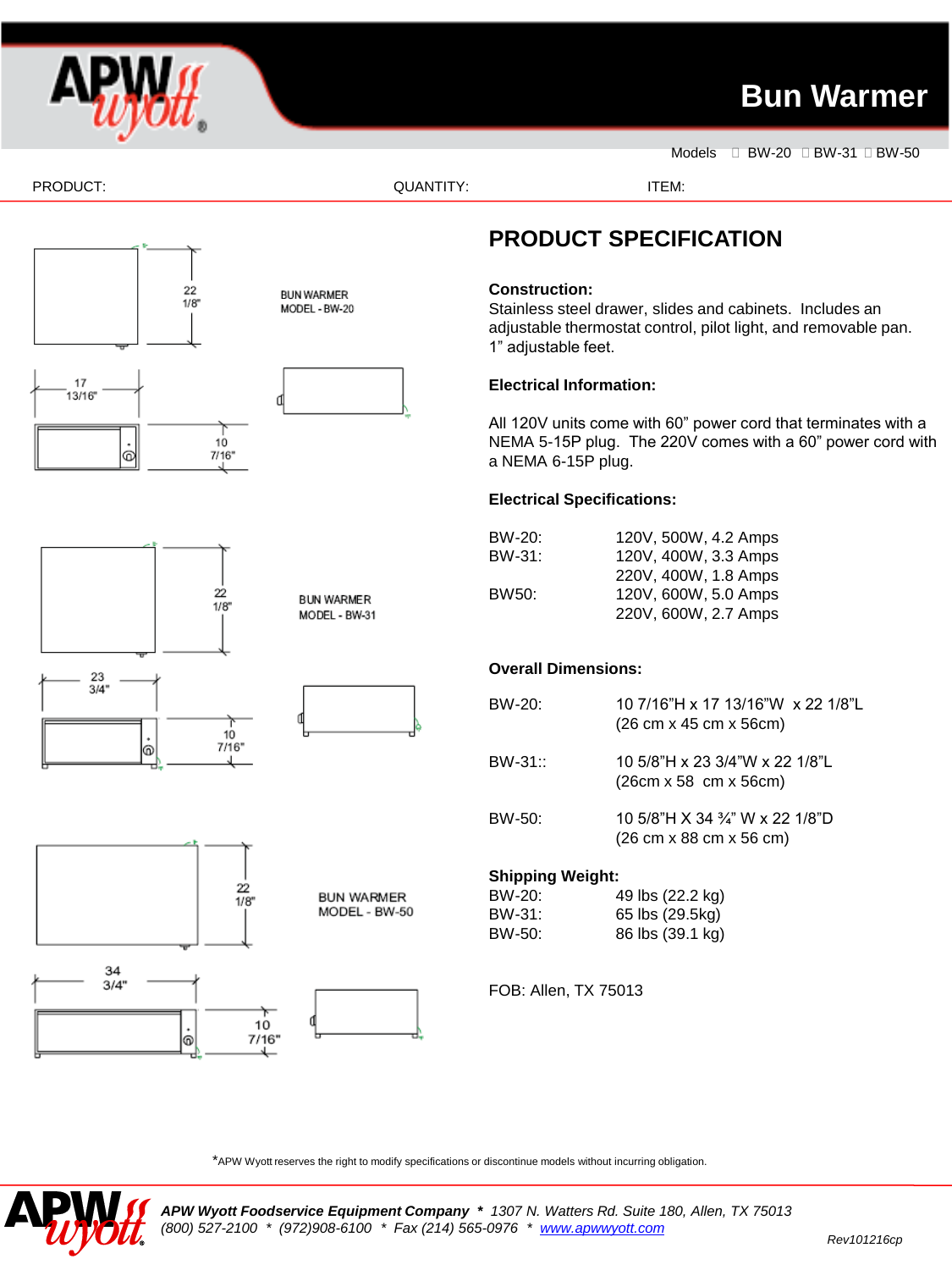# Bun Warmer

Models ☐ BW-20 ☐ BW-31 ☐ BW-50

PRODUCT: QUANTITY: ITEM:

BUN WARMER
MODEL - BW-20

22 1/8"

17 13/16"

10 7/16"

BUN WARMER
MODEL - BW-31

22 1/8"

23 3/4"

10 7/16"

BUN WARMER
MODEL - BW-50

22 1/8"

34 3/4"

10 7/16"

## PRODUCT SPECIFICATION

**Construction:**
Stainless steel drawer, slides and cabinets. Includes an adjustable thermostat control, pilot light, and removable pan. 1” adjustable feet.

**Electrical Information:**

All 120V units come with 60” power cord that terminates with a NEMA 5-15P plug. The 220V comes with a 60” power cord with a NEMA 6-15P plug.

**Electrical Specifications:**

| | |
|---|---|
| BW-20: | 120V, 500W, 4.2 Amps |
| BW-31: | 120V, 400W, 3.3 Amps |
| | 220V, 400W, 1.8 Amps |
| BW50: | 120V, 600W, 5.0 Amps |
| | 220V, 600W, 2.7 Amps |

**Overall Dimensions:**

| | |
|---|---|
| BW-20: | 10 7/16”H x 17 13/16”W x 22 1/8”L (26 cm x 45 cm x 56cm) |
| BW-31:: | 10 5/8”H x 23 3/4”W x 22 1/8”L (26cm x 58 cm x 56cm) |
| BW-50: | 10 5/8”H X 34 ¾” W x 22 1/8”D (26 cm x 88 cm x 56 cm) |

**Shipping Weight:**

| | |
|---|---|
| BW-20: | 49 lbs (22.2 kg) |
| BW-31: | 65 lbs (29.5kg) |
| BW-50: | 86 lbs (39.1 kg) |

FOB: Allen, TX 75013

*APW Wyott reserves the right to modify specifications or discontinue models without incurring obligation.

*APW Wyott Foodservice Equipment Company * 1307 N. Watters Rd. Suite 180, Allen, TX 75013*
*(800) 527-2100 * (972)908-6100 * Fax (214) 565-0976 * www.apwwyott.com*

*Rev101216cp*